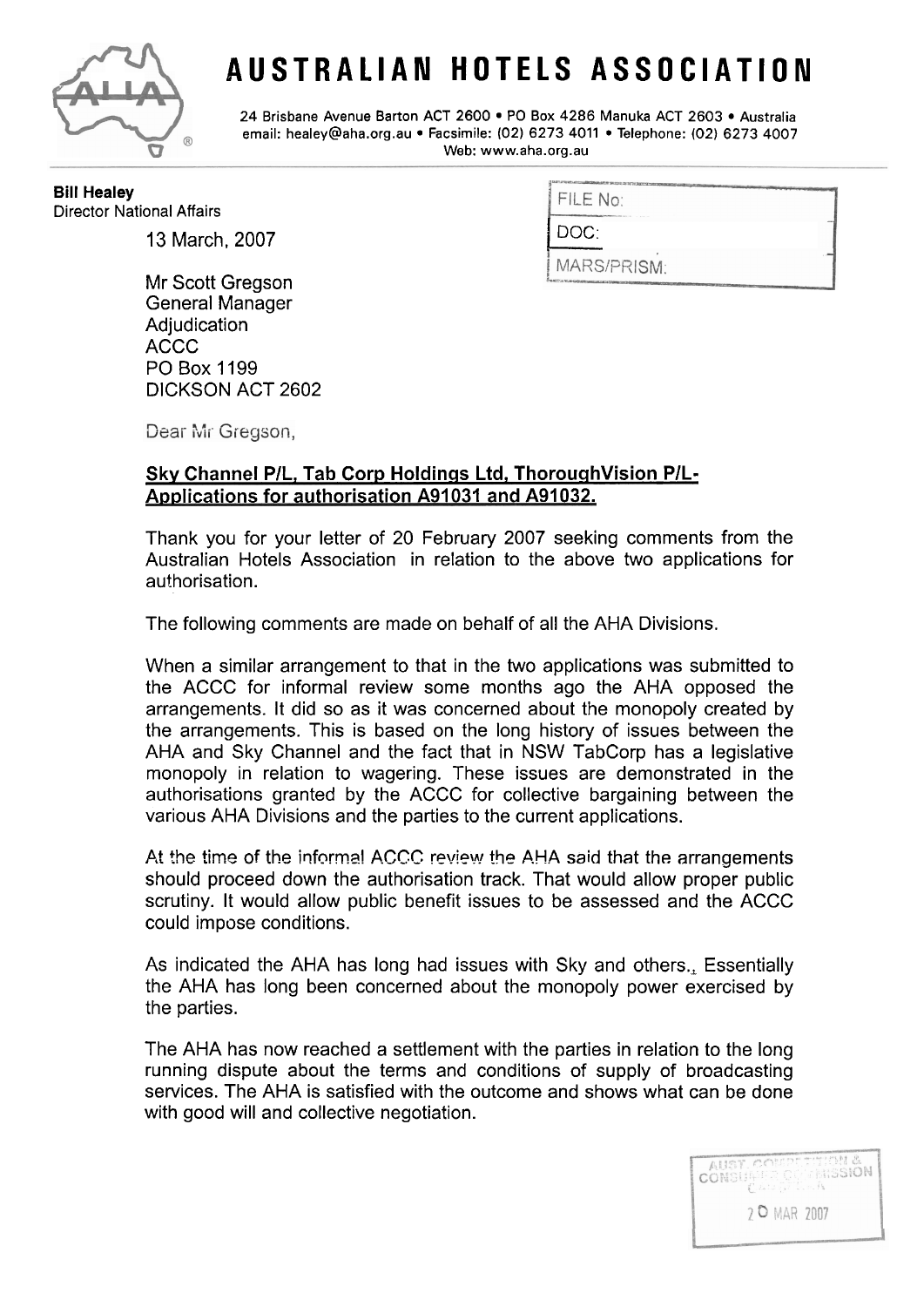# AUSTRALIAN HOTELS ASSOCIATION

24 Brisbane Avenue Barton ACT 2600 • PO Box 4286 Manuka ACT 2603 • Australia
email: healey@aha.org.au • Facsimile: (02) 6273 4011 • Telephone: (02) 6273 4007
Web: www.aha.org.au

**Bill Healey**
Director National Affairs

| FILE No: |
|---|
| DOC: |
| MARS/PRISM: |

13 March, 2007

Mr Scott Gregson
General Manager
Adjudication
ACCC
PO Box 1199
DICKSON ACT 2602

Dear Mr Gregson,

**Sky Channel P/L, Tab Corp Holdings Ltd, ThoroughVision P/L- Applications for authorisation A91031 and A91032.**

Thank you for your letter of 20 February 2007 seeking comments from the Australian Hotels Association in relation to the above two applications for authorisation.

The following comments are made on behalf of all the AHA Divisions.

When a similar arrangement to that in the two applications was submitted to the ACCC for informal review some months ago the AHA opposed the arrangements. It did so as it was concerned about the monopoly created by the arrangements. This is based on the long history of issues between the AHA and Sky Channel and the fact that in NSW TabCorp has a legislative monopoly in relation to wagering. These issues are demonstrated in the authorisations granted by the ACCC for collective bargaining between the various AHA Divisions and the parties to the current applications.

At the time of the informal ACCC review the AHA said that the arrangements should proceed down the authorisation track. That would allow proper public scrutiny. It would allow public benefit issues to be assessed and the ACCC could impose conditions.

As indicated the AHA has long had issues with Sky and others. Essentially the AHA has long been concerned about the monopoly power exercised by the parties.

The AHA has now reached a settlement with the parties in relation to the long running dispute about the terms and conditions of supply of broadcasting services. The AHA is satisfied with the outcome and shows what can be done with good will and collective negotiation.

AUST. COMPETITION & CONSUMER COMMISSION
CANBERRA
20 MAR 2007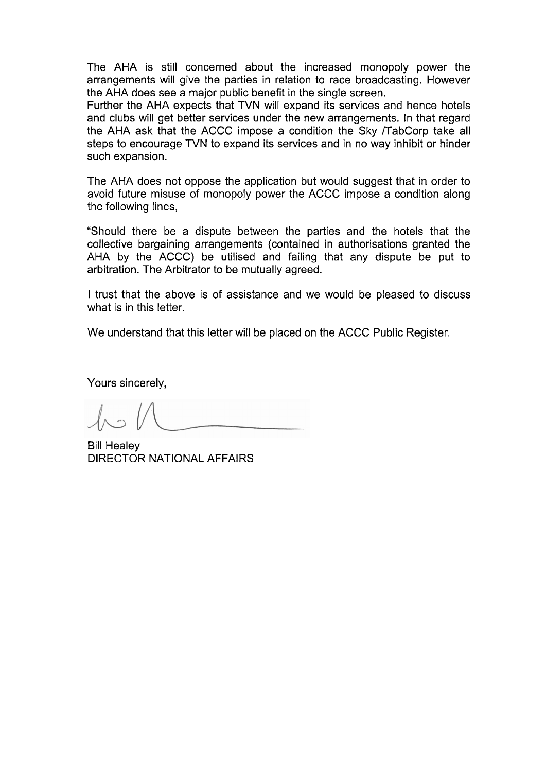The AHA is still concerned about the increased monopoly power the arrangements will give the parties in relation to race broadcasting. However the AHA does see a major public benefit in the single screen.
Further the AHA expects that TVN will expand its services and hence hotels and clubs will get better services under the new arrangements. In that regard the AHA ask that the ACCC impose a condition the Sky /TabCorp take all steps to encourage TVN to expand its services and in no way inhibit or hinder such expansion.

The AHA does not oppose the application but would suggest that in order to avoid future misuse of monopoly power the ACCC impose a condition along the following lines,

"Should there be a dispute between the parties and the hotels that the collective bargaining arrangements (contained in authorisations granted the AHA by the ACCC) be utilised and failing that any dispute be put to arbitration. The Arbitrator to be mutually agreed.

I trust that the above is of assistance and we would be pleased to discuss what is in this letter.

We understand that this letter will be placed on the ACCC Public Register.

Yours sincerely,

Bill Healey
DIRECTOR NATIONAL AFFAIRS